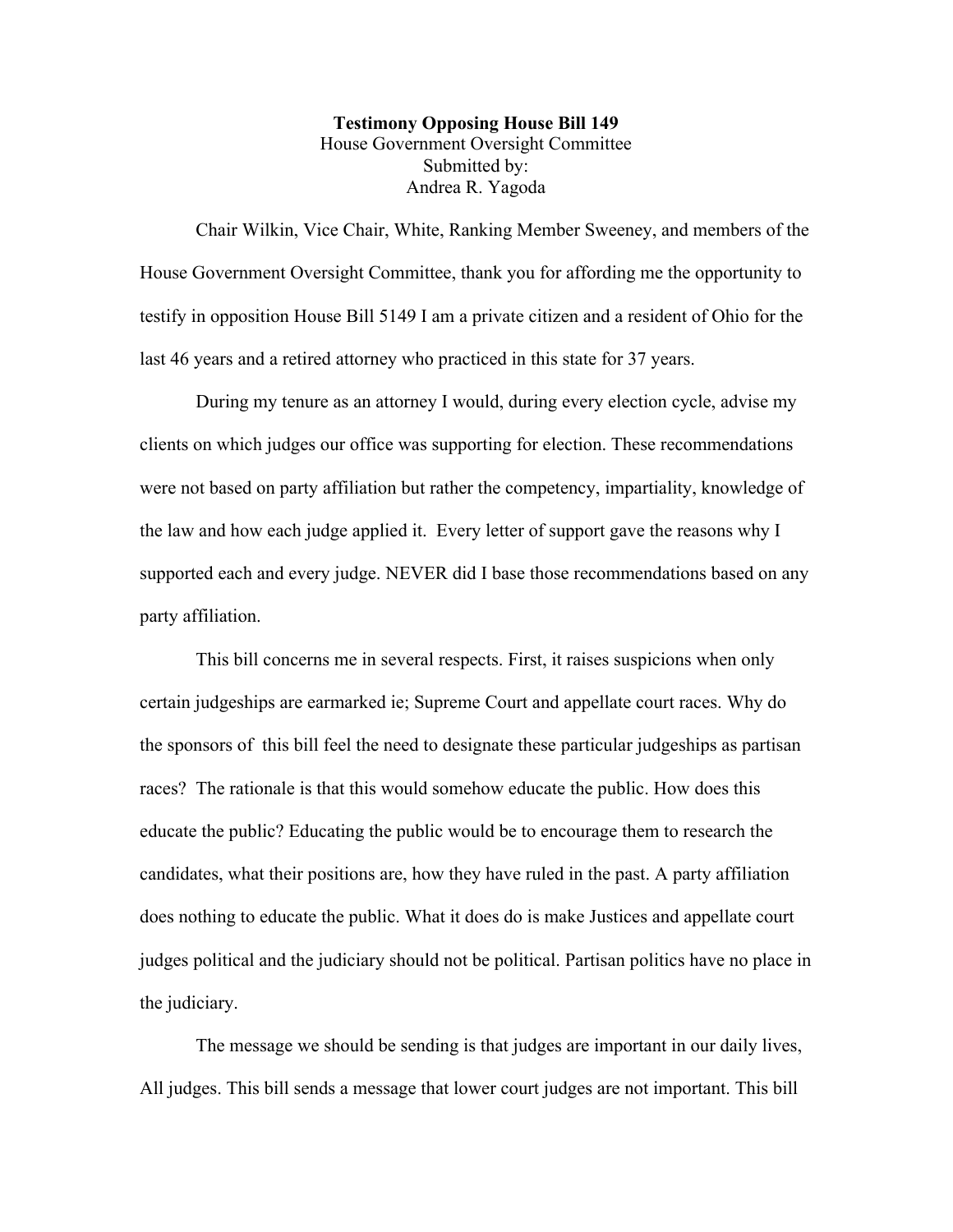**Testimony Opposing House Bill 149**
House Government Oversight Committee
Submitted by:
Andrea R. Yagoda

Chair Wilkin, Vice Chair, White, Ranking Member Sweeney, and members of the House Government Oversight Committee, thank you for affording me the opportunity to testify in opposition House Bill 5149 I am a private citizen and a resident of Ohio for the last 46 years and a retired attorney who practiced in this state for 37 years.

During my tenure as an attorney I would, during every election cycle, advise my clients on which judges our office was supporting for election. These recommendations were not based on party affiliation but rather the competency, impartiality, knowledge of the law and how each judge applied it. Every letter of support gave the reasons why I supported each and every judge. NEVER did I base those recommendations based on any party affiliation.

This bill concerns me in several respects. First, it raises suspicions when only certain judgeships are earmarked ie; Supreme Court and appellate court races. Why do the sponsors of this bill feel the need to designate these particular judgeships as partisan races? The rationale is that this would somehow educate the public. How does this educate the public? Educating the public would be to encourage them to research the candidates, what their positions are, how they have ruled in the past. A party affiliation does nothing to educate the public. What it does do is make Justices and appellate court judges political and the judiciary should not be political. Partisan politics have no place in the judiciary.

The message we should be sending is that judges are important in our daily lives, All judges. This bill sends a message that lower court judges are not important. This bill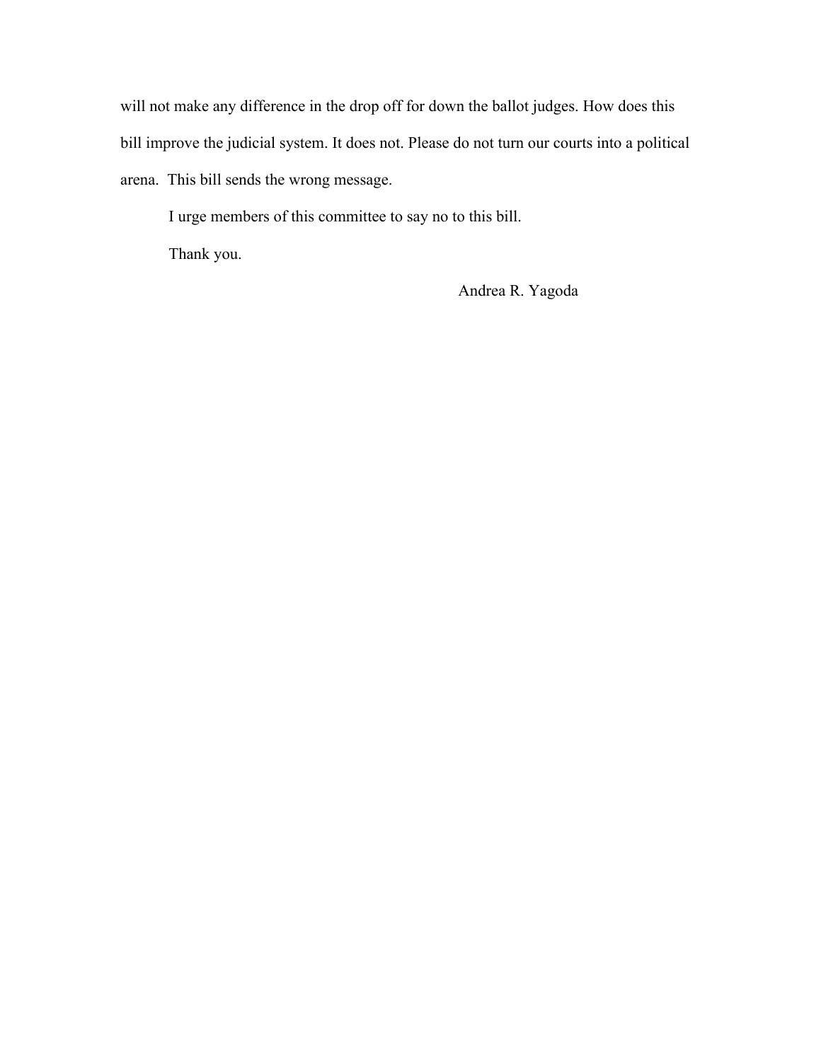will not make any difference in the drop off for down the ballot judges. How does this bill improve the judicial system. It does not. Please do not turn our courts into a political arena. This bill sends the wrong message.

I urge members of this committee to say no to this bill.

Thank you.

Andrea R. Yagoda